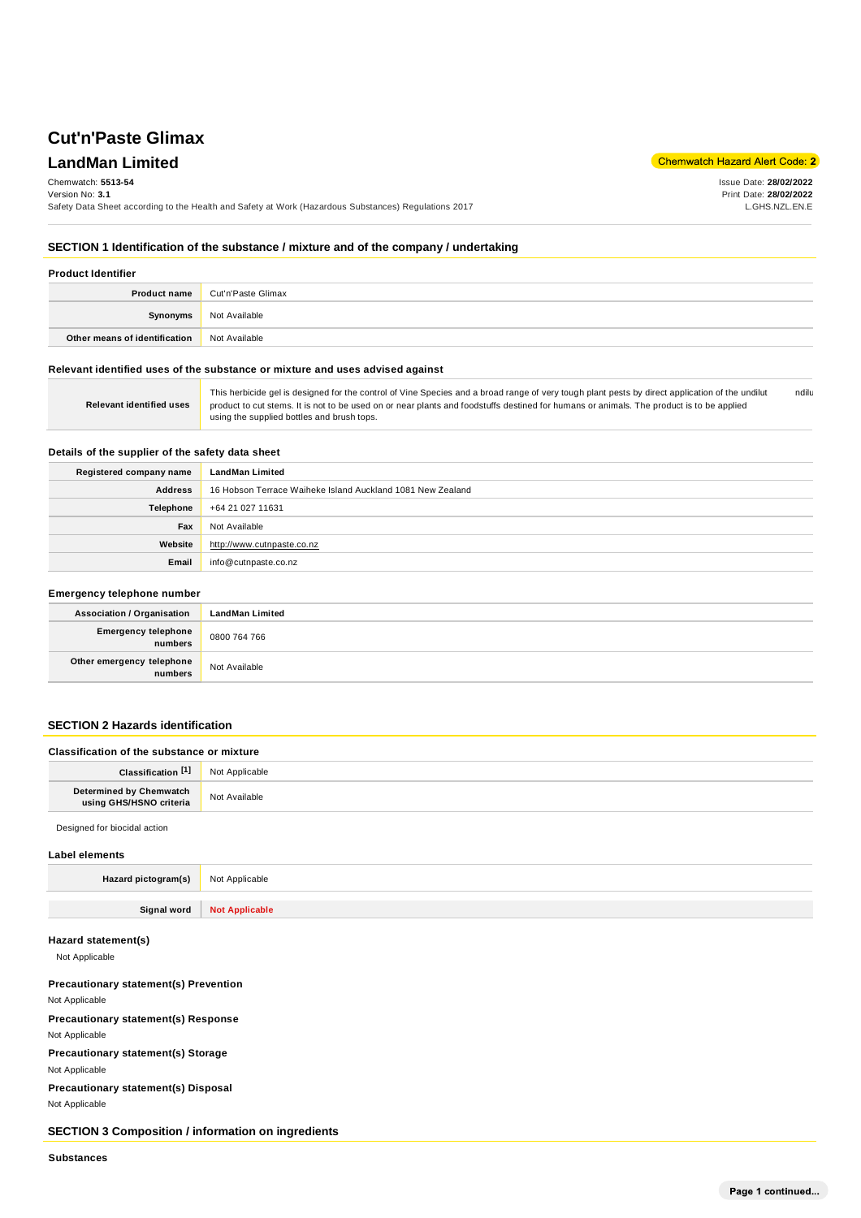# Cut'n'Paste Glimax

## LandMan Limited

Chemwatch Hazard Alert Code: **2**

Chemwatch: **5513-54**
Version No: **3.1**
Safety Data Sheet according to the Health and Safety at Work (Hazardous Substances) Regulations 2017

Issue Date: **28/02/2022**
Print Date: **28/02/2022**
L.GHS.NZL.EN.E

### SECTION 1 Identification of the substance / mixture and of the company / undertaking

#### Product Identifier

| | |
|---|---|
| **Product name** | Cut'n'Paste Glimax |
| **Synonyms** | Not Available |
| **Other means of identification** | Not Available |

#### Relevant identified uses of the substance or mixture and uses advised against

| | |
|---|---|
| **Relevant identified uses** | This herbicide gel is designed for the control of Vine Species and a broad range of very tough plant pests by direct application of the undilut ndilu product to cut stems. It is not to be used on or near plants and foodstuffs destined for humans or animals. The product is to be applied using the supplied bottles and brush tops. |

#### Details of the supplier of the safety data sheet

| | |
|---|---|
| **Registered company name** | **LandMan Limited** |
| **Address** | 16 Hobson Terrace Waiheke Island Auckland 1081 New Zealand |
| **Telephone** | +64 21 027 11631 |
| **Fax** | Not Available |
| **Website** | http://www.cutnpaste.co.nz |
| **Email** | info@cutnpaste.co.nz |

#### Emergency telephone number

| | |
|---|---|
| **Association / Organisation** | **LandMan Limited** |
| **Emergency telephone numbers** | 0800 764 766 |
| **Other emergency telephone numbers** | Not Available |

### SECTION 2 Hazards identification

#### Classification of the substance or mixture

| | |
|---|---|
| **Classification [1]** | Not Applicable |
| **Determined by Chemwatch using GHS/HSNO criteria** | Not Available |

Designed for biocidal action

#### Label elements

| | |
|---|---|
| **Hazard pictogram(s)** | Not Applicable |
| **Signal word** | **Not Applicable** |

#### Hazard statement(s)

Not Applicable

#### Precautionary statement(s) Prevention

Not Applicable

#### Precautionary statement(s) Response

Not Applicable

#### Precautionary statement(s) Storage

Not Applicable

#### Precautionary statement(s) Disposal

Not Applicable

### SECTION 3 Composition / information on ingredients

#### Substances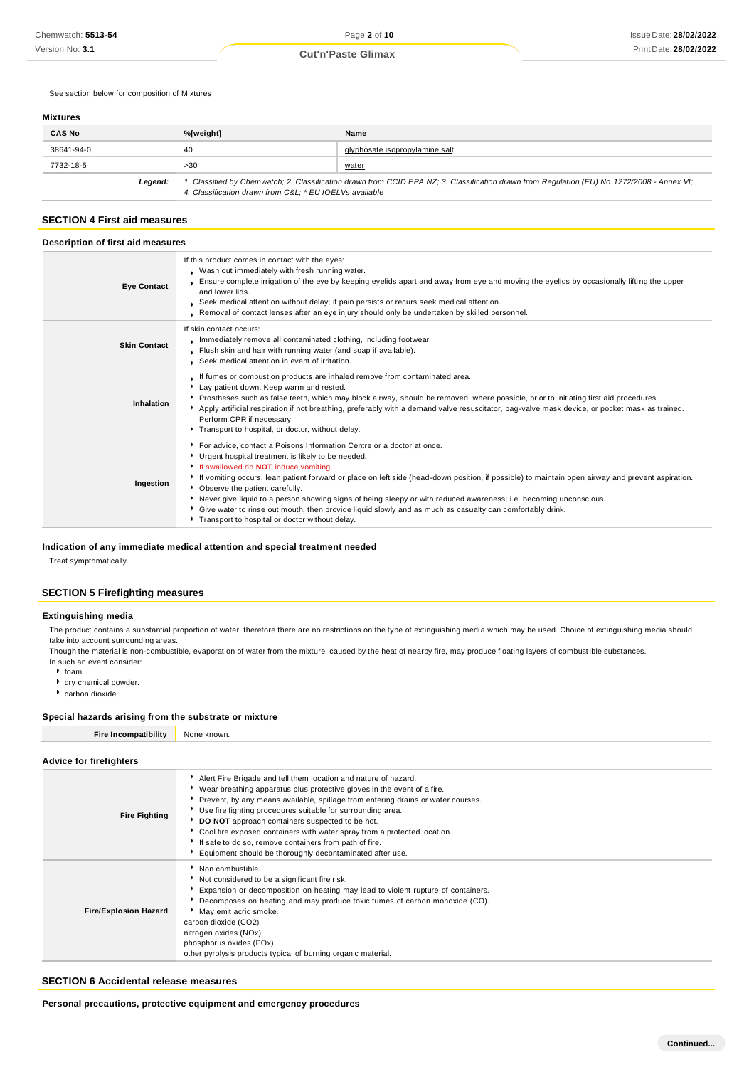See section below for composition of Mixtures

### Mixtures

| CAS No | %[weight] | Name |
|---|---|---|
| 38641-94-0 | 40 | glyphosate isopropylamine salt |
| 7732-18-5 | >30 | water |
| **Legend:** | *1. Classified by Chemwatch; 2. Classification drawn from CCID EPA NZ; 3. Classification drawn from Regulation (EU) No 1272/2008 - Annex VI; 4. Classification drawn from C&L; * EU IOELVs available* | |

## SECTION 4 First aid measures

### Description of first aid measures

| | |
|---|---|
| **Eye Contact** | If this product comes in contact with the eyes:<br>▸ Wash out immediately with fresh running water.<br>▸ Ensure complete irrigation of the eye by keeping eyelids apart and away from eye and moving the eyelids by occasionally lifting the upper and lower lids.<br>▸ Seek medical attention without delay; if pain persists or recurs seek medical attention.<br>▸ Removal of contact lenses after an eye injury should only be undertaken by skilled personnel. |
| **Skin Contact** | If skin contact occurs:<br>▸ Immediately remove all contaminated clothing, including footwear.<br>▸ Flush skin and hair with running water (and soap if available).<br>▸ Seek medical attention in event of irritation. |
| **Inhalation** | ▸ If fumes or combustion products are inhaled remove from contaminated area.<br>▸ Lay patient down. Keep warm and rested.<br>▸ Prostheses such as false teeth, which may block airway, should be removed, where possible, prior to initiating first aid procedures.<br>▸ Apply artificial respiration if not breathing, preferably with a demand valve resuscitator, bag-valve mask device, or pocket mask as trained. Perform CPR if necessary.<br>▸ Transport to hospital, or doctor, without delay. |
| **Ingestion** | ▸ For advice, contact a Poisons Information Centre or a doctor at once.<br>▸ Urgent hospital treatment is likely to be needed.<br>▸ If swallowed do **NOT** induce vomiting.<br>▸ If vomiting occurs, lean patient forward or place on left side (head-down position, if possible) to maintain open airway and prevent aspiration.<br>▸ Observe the patient carefully.<br>▸ Never give liquid to a person showing signs of being sleepy or with reduced awareness; i.e. becoming unconscious.<br>▸ Give water to rinse out mouth, then provide liquid slowly and as much as casualty can comfortably drink.<br>▸ Transport to hospital or doctor without delay. |

### Indication of any immediate medical attention and special treatment needed

Treat symptomatically.

## SECTION 5 Firefighting measures

### Extinguishing media

The product contains a substantial proportion of water, therefore there are no restrictions on the type of extinguishing media which may be used. Choice of extinguishing media should take into account surrounding areas.

Though the material is non-combustible, evaporation of water from the mixture, caused by the heat of nearby fire, may produce floating layers of combustible substances.

In such an event consider:

- foam.
- dry chemical powder.
- carbon dioxide.

### Special hazards arising from the substrate or mixture

| | |
|---|---|
| **Fire Incompatibility** | None known. |

### Advice for firefighters

| | |
|---|---|
| **Fire Fighting** | ▸ Alert Fire Brigade and tell them location and nature of hazard.<br>▸ Wear breathing apparatus plus protective gloves in the event of a fire.<br>▸ Prevent, by any means available, spillage from entering drains or water courses.<br>▸ Use fire fighting procedures suitable for surrounding area.<br>▸ **DO NOT** approach containers suspected to be hot.<br>▸ Cool fire exposed containers with water spray from a protected location.<br>▸ If safe to do so, remove containers from path of fire.<br>▸ Equipment should be thoroughly decontaminated after use. |
| **Fire/Explosion Hazard** | ▸ Non combustible.<br>▸ Not considered to be a significant fire risk.<br>▸ Expansion or decomposition on heating may lead to violent rupture of containers.<br>▸ Decomposes on heating and may produce toxic fumes of carbon monoxide (CO).<br>▸ May emit acrid smoke.<br>carbon dioxide ($CO_2$)<br>nitrogen oxides (NOx)<br>phosphorus oxides (POx)<br>other pyrolysis products typical of burning organic material. |

## SECTION 6 Accidental release measures

### Personal precautions, protective equipment and emergency procedures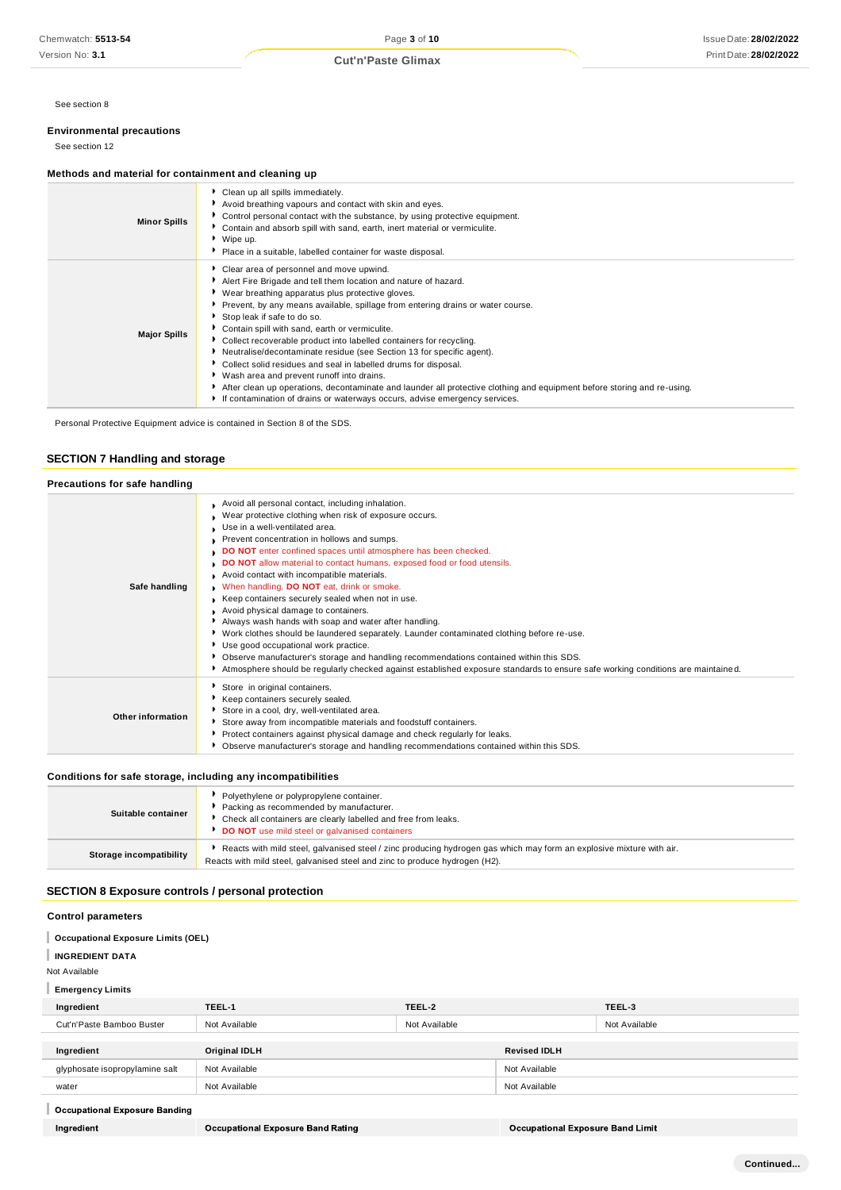See section 8

**Environmental precautions**

See section 12

**Methods and material for containment and cleaning up**

| | |
|---|---|
| **Minor Spills** | Clean up all spills immediately.<br>Avoid breathing vapours and contact with skin and eyes.<br>Control personal contact with the substance, by using protective equipment.<br>Contain and absorb spill with sand, earth, inert material or vermiculite.<br>Wipe up.<br>Place in a suitable, labelled container for waste disposal. |
| **Major Spills** | Clear area of personnel and move upwind.<br>Alert Fire Brigade and tell them location and nature of hazard.<br>Wear breathing apparatus plus protective gloves.<br>Prevent, by any means available, spillage from entering drains or water course.<br>Stop leak if safe to do so.<br>Contain spill with sand, earth or vermiculite.<br>Collect recoverable product into labelled containers for recycling.<br>Neutralise/decontaminate residue (see Section 13 for specific agent).<br>Collect solid residues and seal in labelled drums for disposal.<br>Wash area and prevent runoff into drains.<br>After clean up operations, decontaminate and launder all protective clothing and equipment before storing and re-using.<br>If contamination of drains or waterways occurs, advise emergency services. |

Personal Protective Equipment advice is contained in Section 8 of the SDS.

## SECTION 7 Handling and storage

**Precautions for safe handling**

| | |
|---|---|
| **Safe handling** | Avoid all personal contact, including inhalation.<br>Wear protective clothing when risk of exposure occurs.<br>Use in a well-ventilated area.<br>Prevent concentration in hollows and sumps.<br>**DO NOT** enter confined spaces until atmosphere has been checked.<br>**DO NOT** allow material to contact humans, exposed food or food utensils.<br>Avoid contact with incompatible materials.<br>When handling, **DO NOT** eat, drink or smoke.<br>Keep containers securely sealed when not in use.<br>Avoid physical damage to containers.<br>Always wash hands with soap and water after handling.<br>Work clothes should be laundered separately. Launder contaminated clothing before re-use.<br>Use good occupational work practice.<br>Observe manufacturer's storage and handling recommendations contained within this SDS.<br>Atmosphere should be regularly checked against established exposure standards to ensure safe working conditions are maintained. |
| **Other information** | Store in original containers.<br>Keep containers securely sealed.<br>Store in a cool, dry, well-ventilated area.<br>Store away from incompatible materials and foodstuff containers.<br>Protect containers against physical damage and check regularly for leaks.<br>Observe manufacturer's storage and handling recommendations contained within this SDS. |

**Conditions for safe storage, including any incompatibilities**

| | |
|---|---|
| **Suitable container** | Polyethylene or polypropylene container.<br>Packing as recommended by manufacturer.<br>Check all containers are clearly labelled and free from leaks.<br>**DO NOT** use mild steel or galvanised containers |
| **Storage incompatibility** | Reacts with mild steel, galvanised steel / zinc producing hydrogen gas which may form an explosive mixture with air.<br>Reacts with mild steel, galvanised steel and zinc to produce hydrogen (H2). |

## SECTION 8 Exposure controls / personal protection

### Control parameters

**Occupational Exposure Limits (OEL)**

**INGREDIENT DATA**

Not Available

**Emergency Limits**

| Ingredient | TEEL-1 | TEEL-2 | TEEL-3 |
|---|---|---|---|
| Cut'n'Paste Bamboo Buster | Not Available | Not Available | Not Available |

| Ingredient | Original IDLH | Revised IDLH |
|---|---|---|
| glyphosate isopropylamine salt | Not Available | Not Available |
| water | Not Available | Not Available |

**Occupational Exposure Banding**

| Ingredient | Occupational Exposure Band Rating | Occupational Exposure Band Limit |
|---|---|---|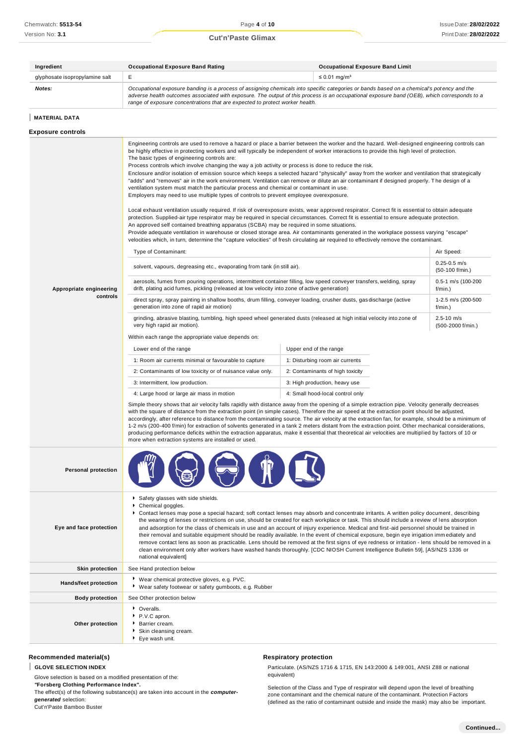| Ingredient | Occupational Exposure Band Rating | Occupational Exposure Band Limit |
|---|---|---|
| glyphosate isopropylamine salt | E | ≤ 0.01 mg/m³ |
| **Notes:** | *Occupational exposure banding is a process of assigning chemicals into specific categories or bands based on a chemical's potency and the adverse health outcomes associated with exposure. The output of this process is an occupational exposure band (OEB), which corresponds to a range of exposure concentrations that are expected to protect worker health.* | |

## MATERIAL DATA

### Exposure controls

**Appropriate engineering controls**

Engineering controls are used to remove a hazard or place a barrier between the worker and the hazard. Well-designed engineering controls can be highly effective in protecting workers and will typically be independent of worker interactions to provide this high level of protection.
The basic types of engineering controls are:
Process controls which involve changing the way a job activity or process is done to reduce the risk.
Enclosure and/or isolation of emission source which keeps a selected hazard "physically" away from the worker and ventilation that strategically "adds" and "removes" air in the work environment. Ventilation can remove or dilute an air contaminant if designed properly. The design of a ventilation system must match the particular process and chemical or contaminant in use.
Employers may need to use multiple types of controls to prevent employee overexposure.

Local exhaust ventilation usually required. If risk of overexposure exists, wear approved respirator. Correct fit is essential to obtain adequate protection. Supplied-air type respirator may be required in special circumstances. Correct fit is essential to ensure adequate protection.
An approved self contained breathing apparatus (SCBA) may be required in some situations.
Provide adequate ventilation in warehouse or closed storage area. Air contaminants generated in the workplace possess varying "escape" velocities which, in turn, determine the "capture velocities" of fresh circulating air required to effectively remove the contaminant.

| Type of Contaminant: | Air Speed: |
|---|---|
| solvent, vapours, degreasing etc., evaporating from tank (in still air). | 0.25-0.5 m/s (50-100 f/min.) |
| aerosols, fumes from pouring operations, intermittent container filling, low speed conveyer transfers, welding, spray drift, plating acid fumes, pickling (released at low velocity into zone of active generation) | 0.5-1 m/s (100-200 f/min.) |
| direct spray, spray painting in shallow booths, drum filling, conveyer loading, crusher dusts, gas discharge (active generation into zone of rapid air motion) | 1-2.5 m/s (200-500 f/min.) |
| grinding, abrasive blasting, tumbling, high speed wheel generated dusts (released at high initial velocity into zone of very high rapid air motion). | 2.5-10 m/s (500-2000 f/min.) |

Within each range the appropriate value depends on:

| Lower end of the range | Upper end of the range |
|---|---|
| 1: Room air currents minimal or favourable to capture | 1: Disturbing room air currents |
| 2: Contaminants of low toxicity or of nuisance value only. | 2: Contaminants of high toxicity |
| 3: Intermittent, low production. | 3: High production, heavy use |
| 4: Large hood or large air mass in motion | 4: Small hood-local control only |

Simple theory shows that air velocity falls rapidly with distance away from the opening of a simple extraction pipe. Velocity generally decreases with the square of distance from the extraction point (in simple cases). Therefore the air speed at the extraction point should be adjusted, accordingly, after reference to distance from the contaminating source. The air velocity at the extraction fan, for example, should be a minimum of 1-2 m/s (200-400 f/min) for extraction of solvents generated in a tank 2 meters distant from the extraction point. Other mechanical considerations, producing performance deficits within the extraction apparatus, make it essential that theoretical air velocities are multiplied by factors of 10 or more when extraction systems are installed or used.

**Personal protection**

**Eye and face protection**

- Safety glasses with side shields.
- Chemical goggles.
- Contact lenses may pose a special hazard; soft contact lenses may absorb and concentrate irritants. A written policy document, describing the wearing of lenses or restrictions on use, should be created for each workplace or task. This should include a review of lens absorption and adsorption for the class of chemicals in use and an account of injury experience. Medical and first-aid personnel should be trained in their removal and suitable equipment should be readily available. In the event of chemical exposure, begin eye irrigation immediately and remove contact lens as soon as practicable. Lens should be removed at the first signs of eye redness or irritation - lens should be removed in a clean environment only after workers have washed hands thoroughly. [CDC NIOSH Current Intelligence Bulletin 59], [AS/NZS 1336 or national equivalent]

**Skin protection**

See Hand protection below

**Hands/feet protection**

- Wear chemical protective gloves, e.g. PVC.
- Wear safety footwear or safety gumboots, e.g. Rubber

**Body protection**

See Other protection below

**Other protection**

- Overalls.
- P.V.C apron.
- Barrier cream.
- Skin cleansing cream.
- Eye wash unit.

### Recommended material(s)

**GLOVE SELECTION INDEX**

Glove selection is based on a modified presentation of the:
***"Forsberg Clothing Performance Index".***
The effect(s) of the following substance(s) are taken into account in the ***computer-generated*** selection:
Cut'n'Paste Bamboo Buster

### Respiratory protection

Particulate. (AS/NZS 1716 & 1715, EN 143:2000 & 149:001, ANSI Z88 or national equivalent)

Selection of the Class and Type of respirator will depend upon the level of breathing zone contaminant and the chemical nature of the contaminant. Protection Factors (defined as the ratio of contaminant outside and inside the mask) may also be important.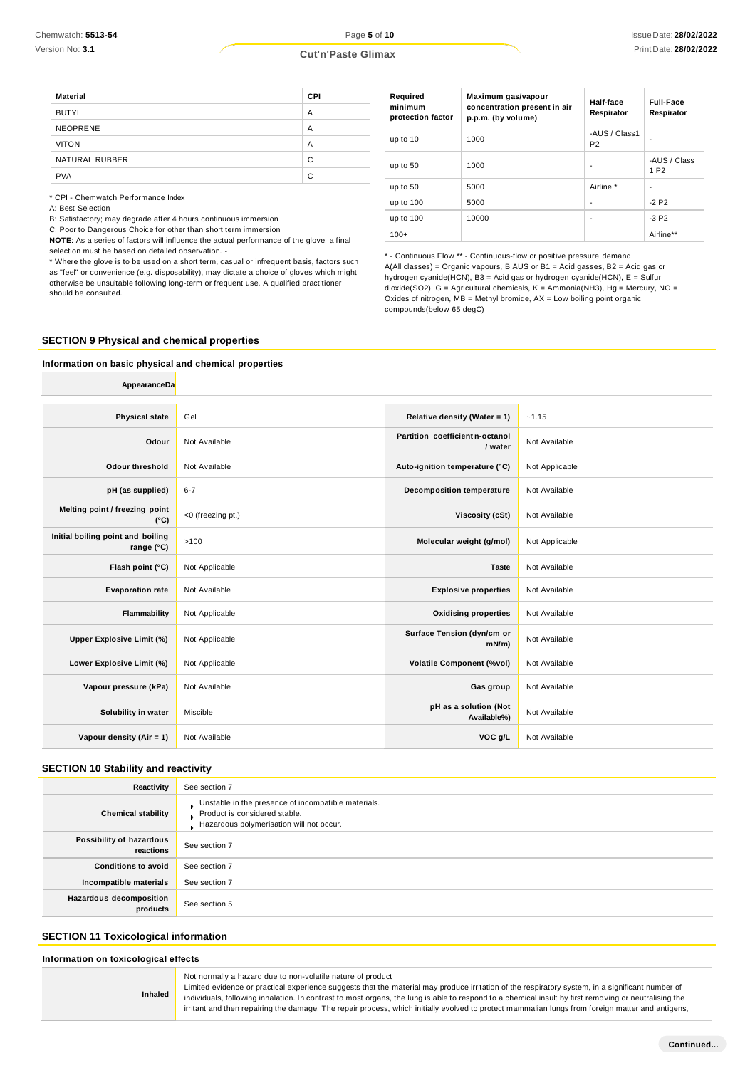| Material | CPI |
|---|---|
| BUTYL | A |
| NEOPRENE | A |
| VITON | A |
| NATURAL RUBBER | C |
| PVA | C |

* CPI - Chemwatch Performance Index

A: Best Selection

B: Satisfactory; may degrade after 4 hours continuous immersion

C: Poor to Dangerous Choice for other than short term immersion

**NOTE**: As a series of factors will influence the actual performance of the glove, a final selection must be based on detailed observation. -

* Where the glove is to be used on a short term, casual or infrequent basis, factors such as "feel" or convenience (e.g. disposability), may dictate a choice of gloves which might otherwise be unsuitable following long-term or frequent use. A qualified practitioner should be consulted.

| Required minimum protection factor | Maximum gas/vapour concentration present in air p.p.m. (by volume) | Half-face Respirator | Full-Face Respirator |
|---|---|---|---|
| up to 10 | 1000 | -AUS / Class1 P2 | - |
| up to 50 | 1000 | - | -AUS / Class 1 P2 |
| up to 50 | 5000 | Airline * | - |
| up to 100 | 5000 | - | -2 P2 |
| up to 100 | 10000 | - | -3 P2 |
| 100+ | | | Airline** |

* - Continuous Flow ** - Continuous-flow or positive pressure demand
A(All classes) = Organic vapours, B AUS or B1 = Acid gasses, B2 = Acid gas or hydrogen cyanide(HCN), B3 = Acid gas or hydrogen cyanide(HCN), E = Sulfur dioxide(SO2), G = Agricultural chemicals, K = Ammonia(NH3), Hg = Mercury, NO = Oxides of nitrogen, MB = Methyl bromide, AX = Low boiling point organic compounds(below 65 degC)

## SECTION 9 Physical and chemical properties

### Information on basic physical and chemical properties

| AppearanceDa | | | |
|---|---|---|---|
| **Physical state** | Gel | **Relative density (Water = 1)** | ~1.15 |
| **Odour** | Not Available | **Partition coefficient n-octanol / water** | Not Available |
| **Odour threshold** | Not Available | **Auto-ignition temperature (°C)** | Not Applicable |
| **pH (as supplied)** | 6-7 | **Decomposition temperature** | Not Available |
| **Melting point / freezing point (°C)** | <0 (freezing pt.) | **Viscosity (cSt)** | Not Available |
| **Initial boiling point and boiling range (°C)** | >100 | **Molecular weight (g/mol)** | Not Applicable |
| **Flash point (°C)** | Not Applicable | **Taste** | Not Available |
| **Evaporation rate** | Not Available | **Explosive properties** | Not Available |
| **Flammability** | Not Applicable | **Oxidising properties** | Not Available |
| **Upper Explosive Limit (%)** | Not Applicable | **Surface Tension (dyn/cm or mN/m)** | Not Available |
| **Lower Explosive Limit (%)** | Not Applicable | **Volatile Component (%vol)** | Not Available |
| **Vapour pressure (kPa)** | Not Available | **Gas group** | Not Available |
| **Solubility in water** | Miscible | **pH as a solution (Not Available%)** | Not Available |
| **Vapour density (Air = 1)** | Not Available | **VOC g/L** | Not Available |

## SECTION 10 Stability and reactivity

| | |
|---|---|
| **Reactivity** | See section 7 |
| **Chemical stability** | Unstable in the presence of incompatible materials.<br>Product is considered stable.<br>Hazardous polymerisation will not occur. |
| **Possibility of hazardous reactions** | See section 7 |
| **Conditions to avoid** | See section 7 |
| **Incompatible materials** | See section 7 |
| **Hazardous decomposition products** | See section 5 |

## SECTION 11 Toxicological information

### Information on toxicological effects

| | |
|---|---|
| **Inhaled** | Not normally a hazard due to non-volatile nature of product<br>Limited evidence or practical experience suggests that the material may produce irritation of the respiratory system, in a significant number of individuals, following inhalation. In contrast to most organs, the lung is able to respond to a chemical insult by first removing or neutralising the irritant and then repairing the damage. The repair process, which initially evolved to protect mammalian lungs from foreign matter and antigens, |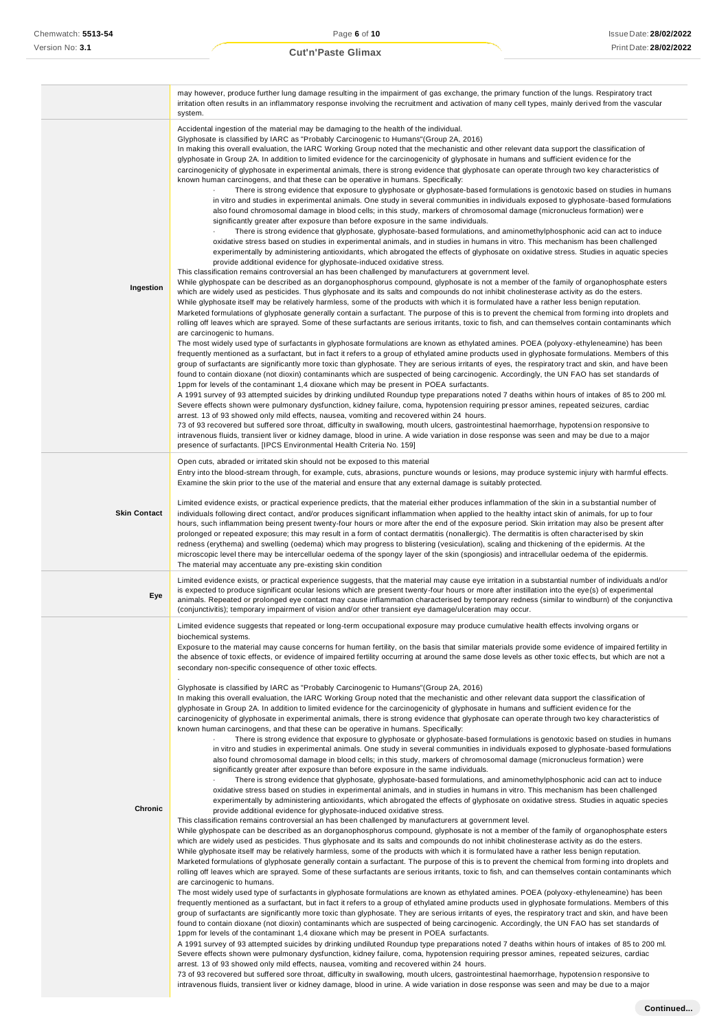| | |
|---|---|
| | may however, produce further lung damage resulting in the impairment of gas exchange, the primary function of the lungs. Respiratory tract irritation often results in an inflammatory response involving the recruitment and activation of many cell types, mainly derived from the vascular system. |
| **Ingestion** | Accidental ingestion of the material may be damaging to the health of the individual.<br>Glyphosate is classified by IARC as "Probably Carcinogenic to Humans"(Group 2A, 2016)<br>In making this overall evaluation, the IARC Working Group noted that the mechanistic and other relevant data support the classification of glyphosate in Group 2A. In addition to limited evidence for the carcinogenicity of glyphosate in humans and sufficient evidence for the carcinogenicity of glyphosate in experimental animals, there is strong evidence that glyphosate can operate through two key characteristics of known human carcinogens, and that these can be operative in humans. Specifically:<br>· There is strong evidence that exposure to glyphosate or glyphosate-based formulations is genotoxic based on studies in humans in vitro and studies in experimental animals. One study in several communities in individuals exposed to glyphosate-based formulations also found chromosomal damage in blood cells; in this study, markers of chromosomal damage (micronucleus formation) were significantly greater after exposure than before exposure in the same individuals.<br>· There is strong evidence that glyphosate, glyphosate-based formulations, and aminomethylphosphonic acid can act to induce oxidative stress based on studies in experimental animals, and in studies in humans in vitro. This mechanism has been challenged experimentally by administering antioxidants, which abrogated the effects of glyphosate on oxidative stress. Studies in aquatic species provide additional evidence for glyphosate-induced oxidative stress.<br>This classification remains controversial an has been challenged by manufacturers at government level.<br>While glyphospate can be described as an dorganophosphorus compound, glyphosate is not a member of the family of organophosphate esters which are widely used as pesticides. Thus glyphosate and its salts and compounds do not inhibit cholinesterase activity as do the esters.<br>While glyphosate itself may be relatively harmless, some of the products with which it is formulated have a rather less benign reputation.<br>Marketed formulations of glyphosate generally contain a surfactant. The purpose of this is to prevent the chemical from forming into droplets and rolling off leaves which are sprayed. Some of these surfactants are serious irritants, toxic to fish, and can themselves contain contaminants which are carcinogenic to humans.<br>The most widely used type of surfactants in glyphosate formulations are known as ethylated amines. POEA (polyoxy-ethyleneamine) has been frequently mentioned as a surfactant, but in fact it refers to a group of ethylated amine products used in glyphosate formulations. Members of this group of surfactants are significantly more toxic than glyphosate. They are serious irritants of eyes, the respiratory tract and skin, and have been found to contain dioxane (not dioxin) contaminants which are suspected of being carcinogenic. Accordingly, the UN FAO has set standards of 1ppm for levels of the contaminant 1,4 dioxane which may be present in POEA surfactants.<br>A 1991 survey of 93 attempted suicides by drinking undiluted Roundup type preparations noted 7 deaths within hours of intakes of 85 to 200 ml. Severe effects shown were pulmonary dysfunction, kidney failure, coma, hypotension requiring pressor amines, repeated seizures, cardiac arrest. 13 of 93 showed only mild effects, nausea, vomiting and recovered within 24 hours.<br>73 of 93 recovered but suffered sore throat, difficulty in swallowing, mouth ulcers, gastrointestinal haemorrhage, hypotension responsive to intravenous fluids, transient liver or kidney damage, blood in urine. A wide variation in dose response was seen and may be due to a major presence of surfactants. [IPCS Environmental Health Criteria No. 159] |
| **Skin Contact** | Open cuts, abraded or irritated skin should not be exposed to this material<br>Entry into the blood-stream through, for example, cuts, abrasions, puncture wounds or lesions, may produce systemic injury with harmful effects. Examine the skin prior to the use of the material and ensure that any external damage is suitably protected.<br><br>Limited evidence exists, or practical experience predicts, that the material either produces inflammation of the skin in a substantial number of individuals following direct contact, and/or produces significant inflammation when applied to the healthy intact skin of animals, for up to four hours, such inflammation being present twenty-four hours or more after the end of the exposure period. Skin irritation may also be present after prolonged or repeated exposure; this may result in a form of contact dermatitis (nonallergic). The dermatitis is often characterised by skin redness (erythema) and swelling (oedema) which may progress to blistering (vesiculation), scaling and thickening of the epidermis. At the microscopic level there may be intercellular oedema of the spongy layer of the skin (spongiosis) and intracellular oedema of the epidermis.<br>The material may accentuate any pre-existing skin condition |
| **Eye** | Limited evidence exists, or practical experience suggests, that the material may cause eye irritation in a substantial number of individuals and/or is expected to produce significant ocular lesions which are present twenty-four hours or more after instillation into the eye(s) of experimental animals. Repeated or prolonged eye contact may cause inflammation characterised by temporary redness (similar to windburn) of the conjunctiva (conjunctivitis); temporary impairment of vision and/or other transient eye damage/ulceration may occur. |
| **Chronic** | Limited evidence suggests that repeated or long-term occupational exposure may produce cumulative health effects involving organs or biochemical systems.<br>Exposure to the material may cause concerns for human fertility, on the basis that similar materials provide some evidence of impaired fertility in the absence of toxic effects, or evidence of impaired fertility occurring at around the same dose levels as other toxic effects, but which are not a secondary non-specific consequence of other toxic effects.<br>.<br>Glyphosate is classified by IARC as "Probably Carcinogenic to Humans"(Group 2A, 2016)<br>In making this overall evaluation, the IARC Working Group noted that the mechanistic and other relevant data support the classification of glyphosate in Group 2A. In addition to limited evidence for the carcinogenicity of glyphosate in humans and sufficient evidence for the carcinogenicity of glyphosate in experimental animals, there is strong evidence that glyphosate can operate through two key characteristics of known human carcinogens, and that these can be operative in humans. Specifically:<br>· There is strong evidence that exposure to glyphosate or glyphosate-based formulations is genotoxic based on studies in humans in vitro and studies in experimental animals. One study in several communities in individuals exposed to glyphosate-based formulations also found chromosomal damage in blood cells; in this study, markers of chromosomal damage (micronucleus formation) were significantly greater after exposure than before exposure in the same individuals.<br>· There is strong evidence that glyphosate, glyphosate-based formulations, and aminomethylphosphonic acid can act to induce oxidative stress based on studies in experimental animals, and in studies in humans in vitro. This mechanism has been challenged experimentally by administering antioxidants, which abrogated the effects of glyphosate on oxidative stress. Studies in aquatic species provide additional evidence for glyphosate-induced oxidative stress.<br>This classification remains controversial an has been challenged by manufacturers at government level.<br>While glyphospate can be described as an dorganophosphorus compound, glyphosate is not a member of the family of organophosphate esters which are widely used as pesticides. Thus glyphosate and its salts and compounds do not inhibit cholinesterase activity as do the esters.<br>While glyphosate itself may be relatively harmless, some of the products with which it is formulated have a rather less benign reputation.<br>Marketed formulations of glyphosate generally contain a surfactant. The purpose of this is to prevent the chemical from forming into droplets and rolling off leaves which are sprayed. Some of these surfactants are serious irritants, toxic to fish, and can themselves contain contaminants which are carcinogenic to humans.<br>The most widely used type of surfactants in glyphosate formulations are known as ethylated amines. POEA (polyoxy-ethyleneamine) has been frequently mentioned as a surfactant, but in fact it refers to a group of ethylated amine products used in glyphosate formulations. Members of this group of surfactants are significantly more toxic than glyphosate. They are serious irritants of eyes, the respiratory tract and skin, and have been found to contain dioxane (not dioxin) contaminants which are suspected of being carcinogenic. Accordingly, the UN FAO has set standards of 1ppm for levels of the contaminant 1,4 dioxane which may be present in POEA surfactants.<br>A 1991 survey of 93 attempted suicides by drinking undiluted Roundup type preparations noted 7 deaths within hours of intakes of 85 to 200 ml. Severe effects shown were pulmonary dysfunction, kidney failure, coma, hypotension requiring pressor amines, repeated seizures, cardiac arrest. 13 of 93 showed only mild effects, nausea, vomiting and recovered within 24 hours.<br>73 of 93 recovered but suffered sore throat, difficulty in swallowing, mouth ulcers, gastrointestinal haemorrhage, hypotension responsive to intravenous fluids, transient liver or kidney damage, blood in urine. A wide variation in dose response was seen and may be due to a major |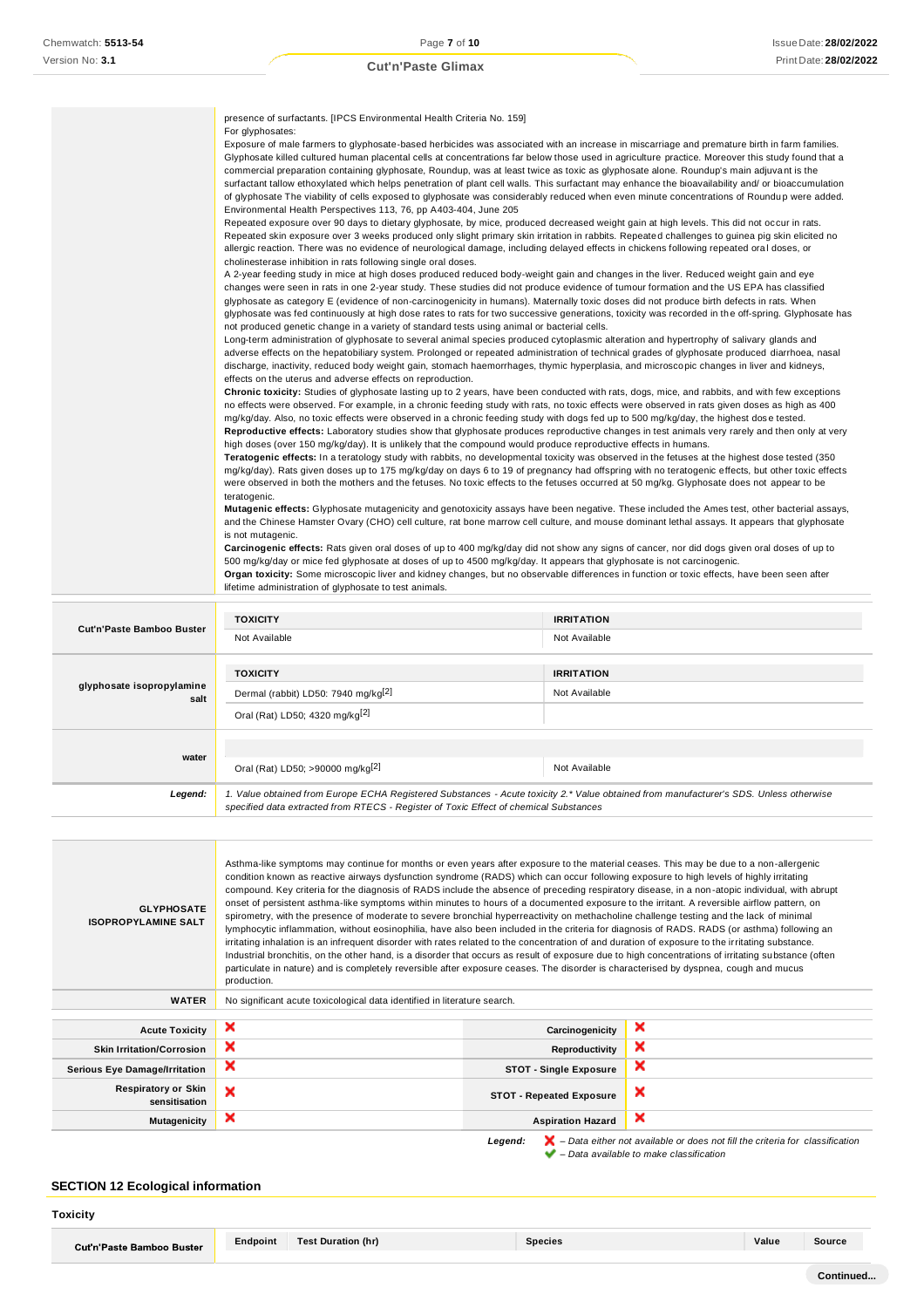| | |
|---|---|
| | presence of surfactants. [IPCS Environmental Health Criteria No. 159]<br>For glyphosates:<br>Exposure of male farmers to glyphosate-based herbicides was associated with an increase in miscarriage and premature birth in farm families. Glyphosate killed cultured human placental cells at concentrations far below those used in agriculture practice. Moreover this study found that a commercial preparation containing glyphosate, Roundup, was at least twice as toxic as glyphosate alone. Roundup's main adjuvant is the surfactant tallow ethoxylated which helps penetration of plant cell walls. This surfactant may enhance the bioavailability and/ or bioaccumulation of glyphosate The viability of cells exposed to glyphosate was considerably reduced when even minute concentrations of Roundup were added. Environmental Health Perspectives 113, 76, pp A403-404, June 205<br>Repeated exposure over 90 days to dietary glyphosate, by mice, produced decreased weight gain at high levels. This did not occur in rats. Repeated skin exposure over 3 weeks produced only slight primary skin irritation in rabbits. Repeated challenges to guinea pig skin elicited no allergic reaction. There was no evidence of neurological damage, including delayed effects in chickens following repeated oral doses, or cholinesterase inhibition in rats following single oral doses.<br>A 2-year feeding study in mice at high doses produced reduced body-weight gain and changes in the liver. Reduced weight gain and eye changes were seen in rats in one 2-year study. These studies did not produce evidence of tumour formation and the US EPA has classified glyphosate as category E (evidence of non-carcinogenicity in humans). Maternally toxic doses did not produce birth defects in rats. When glyphosate was fed continuously at high dose rates to rats for two successive generations, toxicity was recorded in the off-spring. Glyphosate has not produced genetic change in a variety of standard tests using animal or bacterial cells.<br>Long-term administration of glyphosate to several animal species produced cytoplasmic alteration and hypertrophy of salivary glands and adverse effects on the hepatobiliary system. Prolonged or repeated administration of technical grades of glyphosate produced diarrhoea, nasal discharge, inactivity, reduced body weight gain, stomach haemorrhages, thymic hyperplasia, and microscopic changes in liver and kidneys, effects on the uterus and adverse effects on reproduction.<br>**Chronic toxicity:** Studies of glyphosate lasting up to 2 years, have been conducted with rats, dogs, mice, and rabbits, and with few exceptions no effects were observed. For example, in a chronic feeding study with rats, no toxic effects were observed in rats given doses as high as 400 mg/kg/day. Also, no toxic effects were observed in a chronic feeding study with dogs fed up to 500 mg/kg/day, the highest dose tested.<br>**Reproductive effects:** Laboratory studies show that glyphosate produces reproductive changes in test animals very rarely and then only at very high doses (over 150 mg/kg/day). It is unlikely that the compound would produce reproductive effects in humans.<br>**Teratogenic effects:** In a teratology study with rabbits, no developmental toxicity was observed in the fetuses at the highest dose tested (350 mg/kg/day). Rats given doses up to 175 mg/kg/day on days 6 to 19 of pregnancy had offspring with no teratogenic effects, but other toxic effects were observed in both the mothers and the fetuses. No toxic effects to the fetuses occurred at 50 mg/kg. Glyphosate does not appear to be teratogenic.<br>**Mutagenic effects:** Glyphosate mutagenicity and genotoxicity assays have been negative. These included the Ames test, other bacterial assays, and the Chinese Hamster Ovary (CHO) cell culture, rat bone marrow cell culture, and mouse dominant lethal assays. It appears that glyphosate is not mutagenic.<br>**Carcinogenic effects:** Rats given oral doses of up to 400 mg/kg/day did not show any signs of cancer, nor did dogs given oral doses of up to 500 mg/kg/day or mice fed glyphosate at doses of up to 4500 mg/kg/day. It appears that glyphosate is not carcinogenic.<br>**Organ toxicity:** Some microscopic liver and kidney changes, but no observable differences in function or toxic effects, have been seen after lifetime administration of glyphosate to test animals. |

| | TOXICITY | IRRITATION |
|---|---|---|
| **Cut'n'Paste Bamboo Buster** | Not Available | Not Available |
| | **TOXICITY** | **IRRITATION** |
| **glyphosate isopropylamine salt** | Dermal (rabbit) LD50: 7940 mg/kg[2] | Not Available |
| | Oral (Rat) LD50; 4320 mg/kg[2] | |
| | | |
| **water** | Oral (Rat) LD50; >90000 mg/kg[2] | Not Available |
| ***Legend:*** | *1. Value obtained from Europe ECHA Registered Substances - Acute toxicity 2.\* Value obtained from manufacturer's SDS. Unless otherwise specified data extracted from RTECS - Register of Toxic Effect of chemical Substances* | |

| | |
|---|---|
| **GLYPHOSATE ISOPROPYLAMINE SALT** | Asthma-like symptoms may continue for months or even years after exposure to the material ceases. This may be due to a non-allergenic condition known as reactive airways dysfunction syndrome (RADS) which can occur following exposure to high levels of highly irritating compound. Key criteria for the diagnosis of RADS include the absence of preceding respiratory disease, in a non-atopic individual, with abrupt onset of persistent asthma-like symptoms within minutes to hours of a documented exposure to the irritant. A reversible airflow pattern, on spirometry, with the presence of moderate to severe bronchial hyperreactivity on methacholine challenge testing and the lack of minimal lymphocytic inflammation, without eosinophilia, have also been included in the criteria for diagnosis of RADS. RADS (or asthma) following an irritating inhalation is an infrequent disorder with rates related to the concentration of and duration of exposure to the irritating substance. Industrial bronchitis, on the other hand, is a disorder that occurs as result of exposure due to high concentrations of irritating substance (often particulate in nature) and is completely reversible after exposure ceases. The disorder is characterised by dyspnea, cough and mucus production. |
| **WATER** | No significant acute toxicological data identified in literature search. |

| | | | |
|---|---|---|---|
| **Acute Toxicity** | ❌ | **Carcinogenicity** | ❌ |
| **Skin Irritation/Corrosion** | ❌ | **Reproductivity** | ❌ |
| **Serious Eye Damage/Irritation** | ❌ | **STOT - Single Exposure** | ❌ |
| **Respiratory or Skin sensitisation** | ❌ | **STOT - Repeated Exposure** | ❌ |
| **Mutagenicity** | ❌ | **Aspiration Hazard** | ❌ |

***Legend:*** ❌ *– Data either not available or does not fill the criteria for classification*
✅ *– Data available to make classification*

## SECTION 12 Ecological information

### Toxicity

| | Endpoint | Test Duration (hr) | Species | Value | Source |
|---|---|---|---|---|---|
| **Cut'n'Paste Bamboo Buster** | | | | | |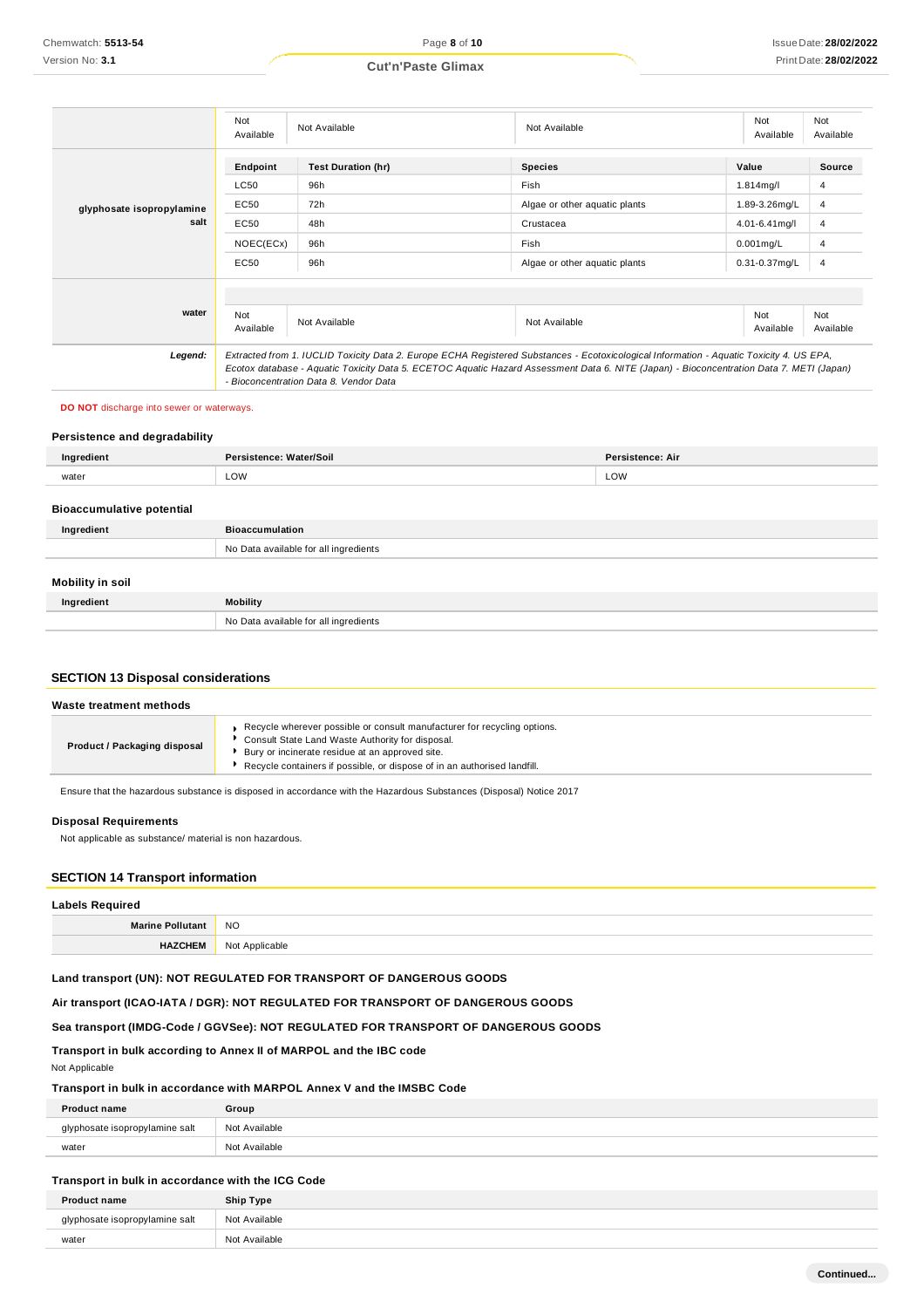| | | | | | |
|---|---|---|---|---|---|
| | Not Available | Not Available | Not Available | Not Available | Not Available |
| **glyphosate isopropylamine salt** | **Endpoint** | **Test Duration (hr)** | **Species** | **Value** | **Source** |
| | LC50 | 96h | Fish | 1.814mg/l | 4 |
| | EC50 | 72h | Algae or other aquatic plants | 1.89-3.26mg/L | 4 |
| | EC50 | 48h | Crustacea | 4.01-6.41mg/l | 4 |
| | NOEC(ECx) | 96h | Fish | 0.001mg/L | 4 |
| | EC50 | 96h | Algae or other aquatic plants | 0.31-0.37mg/L | 4 |
| **water** | Not Available | Not Available | Not Available | Not Available | Not Available |
| ***Legend:*** | *Extracted from 1. IUCLID Toxicity Data 2. Europe ECHA Registered Substances - Ecotoxicological Information - Aquatic Toxicity 4. US EPA, Ecotox database - Aquatic Toxicity Data 5. ECETOC Aquatic Hazard Assessment Data 6. NITE (Japan) - Bioconcentration Data 7. METI (Japan) - Bioconcentration Data 8. Vendor Data* | | | | |

**DO NOT** discharge into sewer or waterways.

### Persistence and degradability

| Ingredient | Persistence: Water/Soil | Persistence: Air |
|---|---|---|
| water | LOW | LOW |

### Bioaccumulative potential

| Ingredient | Bioaccumulation |
|---|---|
| | No Data available for all ingredients |

### Mobility in soil

| Ingredient | Mobility |
|---|---|
| | No Data available for all ingredients |

## SECTION 13 Disposal considerations

### Waste treatment methods

| | |
|---|---|
| **Product / Packaging disposal** | - Recycle wherever possible or consult manufacturer for recycling options.<br>- Consult State Land Waste Authority for disposal.<br>- Bury or incinerate residue at an approved site.<br>- Recycle containers if possible, or dispose of in an authorised landfill. |

Ensure that the hazardous substance is disposed in accordance with the Hazardous Substances (Disposal) Notice 2017

### Disposal Requirements

Not applicable as substance/ material is non hazardous.

## SECTION 14 Transport information

### Labels Required

| | |
|---|---|
| **Marine Pollutant** | NO |
| **HAZCHEM** | Not Applicable |

### Land transport (UN): NOT REGULATED FOR TRANSPORT OF DANGEROUS GOODS

### Air transport (ICAO-IATA / DGR): NOT REGULATED FOR TRANSPORT OF DANGEROUS GOODS

### Sea transport (IMDG-Code / GGVSee): NOT REGULATED FOR TRANSPORT OF DANGEROUS GOODS

### Transport in bulk according to Annex II of MARPOL and the IBC code

Not Applicable

### Transport in bulk in accordance with MARPOL Annex V and the IMSBC Code

| Product name | Group |
|---|---|
| glyphosate isopropylamine salt | Not Available |
| water | Not Available |

### Transport in bulk in accordance with the ICG Code

| Product name | Ship Type |
|---|---|
| glyphosate isopropylamine salt | Not Available |
| water | Not Available |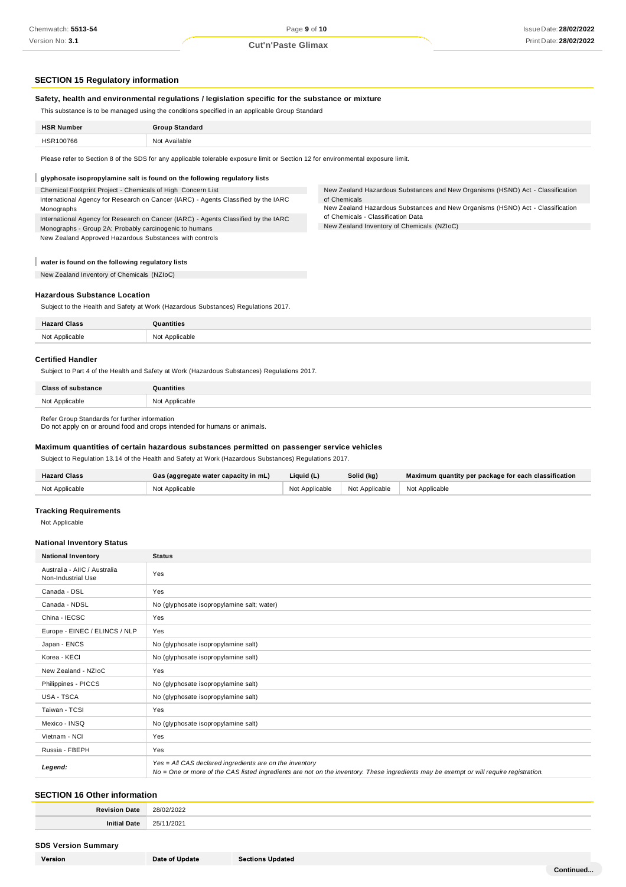## SECTION 15 Regulatory information

### Safety, health and environmental regulations / legislation specific for the substance or mixture

This substance is to be managed using the conditions specified in an applicable Group Standard

| HSR Number | Group Standard |
|---|---|
| HSR100766 | Not Available |

Please refer to Section 8 of the SDS for any applicable tolerable exposure limit or Section 12 for environmental exposure limit.

**glyphosate isopropylamine salt is found on the following regulatory lists**

Chemical Footprint Project - Chemicals of High Concern List
International Agency for Research on Cancer (IARC) - Agents Classified by the IARC Monographs
International Agency for Research on Cancer (IARC) - Agents Classified by the IARC Monographs - Group 2A: Probably carcinogenic to humans
New Zealand Approved Hazardous Substances with controls
New Zealand Hazardous Substances and New Organisms (HSNO) Act - Classification of Chemicals
New Zealand Hazardous Substances and New Organisms (HSNO) Act - Classification of Chemicals - Classification Data
New Zealand Inventory of Chemicals (NZIoC)

**water is found on the following regulatory lists**

New Zealand Inventory of Chemicals (NZIoC)

### Hazardous Substance Location

Subject to the Health and Safety at Work (Hazardous Substances) Regulations 2017.

| Hazard Class | Quantities |
|---|---|
| Not Applicable | Not Applicable |

### Certified Handler

Subject to Part 4 of the Health and Safety at Work (Hazardous Substances) Regulations 2017.

| Class of substance | Quantities |
|---|---|
| Not Applicable | Not Applicable |

Refer Group Standards for further information
Do not apply on or around food and crops intended for humans or animals.

### Maximum quantities of certain hazardous substances permitted on passenger service vehicles

Subject to Regulation 13.14 of the Health and Safety at Work (Hazardous Substances) Regulations 2017.

| Hazard Class | Gas (aggregate water capacity in mL) | Liquid (L) | Solid (kg) | Maximum quantity per package for each classification |
|---|---|---|---|---|
| Not Applicable | Not Applicable | Not Applicable | Not Applicable | Not Applicable |

### Tracking Requirements

Not Applicable

### National Inventory Status

| National Inventory | Status |
|---|---|
| Australia - AIIC / Australia Non-Industrial Use | Yes |
| Canada - DSL | Yes |
| Canada - NDSL | No (glyphosate isopropylamine salt; water) |
| China - IECSC | Yes |
| Europe - EINEC / ELINCS / NLP | Yes |
| Japan - ENCS | No (glyphosate isopropylamine salt) |
| Korea - KECI | No (glyphosate isopropylamine salt) |
| New Zealand - NZIoC | Yes |
| Philippines - PICCS | No (glyphosate isopropylamine salt) |
| USA - TSCA | No (glyphosate isopropylamine salt) |
| Taiwan - TCSI | Yes |
| Mexico - INSQ | No (glyphosate isopropylamine salt) |
| Vietnam - NCI | Yes |
| Russia - FBEPH | Yes |
| ***Legend:*** | *Yes = All CAS declared ingredients are on the inventory*<br>*No = One or more of the CAS listed ingredients are not on the inventory. These ingredients may be exempt or will require registration.* |

## SECTION 16 Other information

| | |
|---|---|
| **Revision Date** | 28/02/2022 |
| **Initial Date** | 25/11/2021 |

### SDS Version Summary

| Version | Date of Update | Sections Updated |
|---|---|---|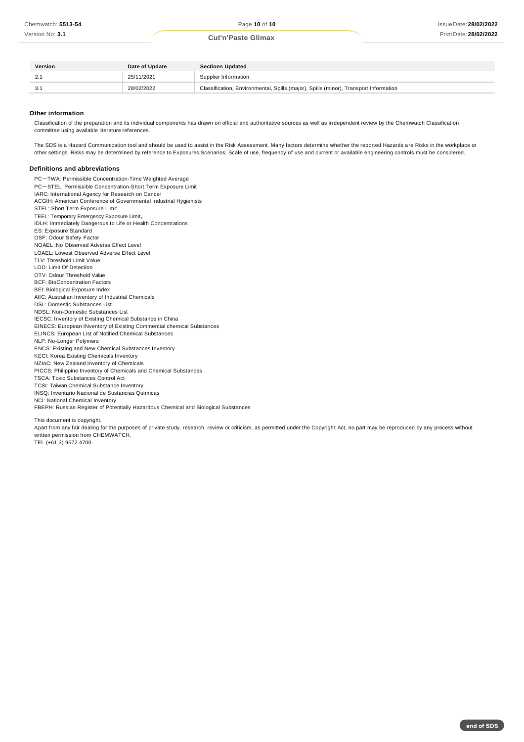| Version | Date of Update | Sections Updated |
|---|---|---|
| 2.1 | 25/11/2021 | Supplier Information |
| 3.1 | 28/02/2022 | Classification, Environmental, Spills (major), Spills (minor), Transport Information |

### Other information

Classification of the preparation and its individual components has drawn on official and authoritative sources as well as independent review by the Chemwatch Classification committee using available literature references.

The SDS is a Hazard Communication tool and should be used to assist in the Risk Assessment. Many factors determine whether the reported Hazards are Risks in the workplace or other settings. Risks may be determined by reference to Exposures Scenarios. Scale of use, frequency of use and current or available engineering controls must be considered.

### Definitions and abbreviations

PC－TWA: Permissible Concentration-Time Weighted Average
PC－STEL: Permissible Concentration-Short Term Exposure Limit
IARC: International Agency for Research on Cancer
ACGIH: American Conference of Governmental Industrial Hygienists
STEL: Short Term Exposure Limit
TEEL: Temporary Emergency Exposure Limit。
IDLH: Immediately Dangerous to Life or Health Concentrations
ES: Exposure Standard
OSF: Odour Safety Factor
NOAEL :No Observed Adverse Effect Level
LOAEL: Lowest Observed Adverse Effect Level
TLV: Threshold Limit Value
LOD: Limit Of Detection
OTV: Odour Threshold Value
BCF: BioConcentration Factors
BEI: Biological Exposure Index
AIIC: Australian Inventory of Industrial Chemicals
DSL: Domestic Substances List
NDSL: Non-Domestic Substances List
IECSC: Inventory of Existing Chemical Substance in China
EINECS: European INventory of Existing Commercial chemical Substances
ELINCS: European List of Notified Chemical Substances
NLP: No-Longer Polymers
ENCS: Existing and New Chemical Substances Inventory
KECI: Korea Existing Chemicals Inventory
NZIoC: New Zealand Inventory of Chemicals
PICCS: Philippine Inventory of Chemicals and Chemical Substances
TSCA: Toxic Substances Control Act
TCSI: Taiwan Chemical Substance Inventory
INSQ: Inventario Nacional de Sustancias Químicas
NCI: National Chemical Inventory
FBEPH: Russian Register of Potentially Hazardous Chemical and Biological Substances

This document is copyright.
Apart from any fair dealing for the purposes of private study, research, review or criticism, as permitted under the Copyright Act, no part may be reproduced by any process without written permission from CHEMWATCH.
TEL (+61 3) 9572 4700.

end of SDS